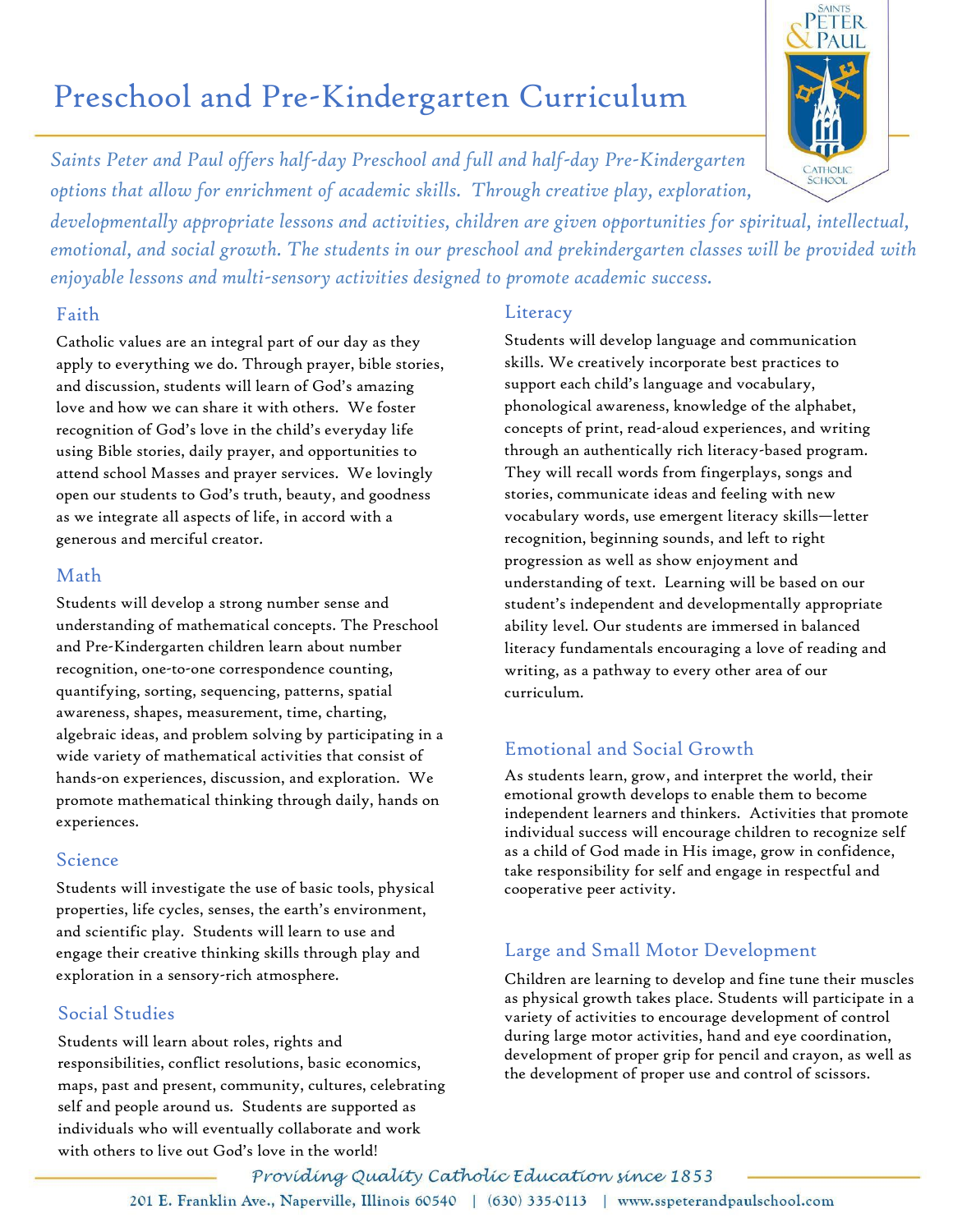# Preschool and Pre-Kindergarten Curriculum

*Saints Peter and Paul offers half-day Preschool and full and half-day Pre-Kindergarten options that allow for enrichment of academic skills. Through creative play, exploration, developmentally appropriate lessons and activities, children are given opportunities for spiritual, intellectual, emotional, and social growth. The students in our preschool and prekindergarten classes will be provided with enjoyable lessons and multi-sensory activities designed to promote academic success.*

## Faith

Catholic values are an integral part of our day as they apply to everything we do. Through prayer, bible stories, and discussion, students will learn of God's amazing love and how we can share it with others. We foster recognition of God's love in the child's everyday life using Bible stories, daily prayer, and opportunities to attend school Masses and prayer services. We lovingly open our students to God's truth, beauty, and goodness as we integrate all aspects of life, in accord with a generous and merciful creator.

## Math

Students will develop a strong number sense and understanding of mathematical concepts. The Preschool and Pre-Kindergarten children learn about number recognition, one-to-one correspondence counting, quantifying, sorting, sequencing, patterns, spatial awareness, shapes, measurement, time, charting, algebraic ideas, and problem solving by participating in a wide variety of mathematical activities that consist of hands-on experiences, discussion, and exploration. We promote mathematical thinking through daily, hands on experiences.

## Science

Students will investigate the use of basic tools, physical properties, life cycles, senses, the earth's environment, and scientific play. Students will learn to use and engage their creative thinking skills through play and exploration in a sensory-rich atmosphere.

## Social Studies

Students will learn about roles, rights and responsibilities, conflict resolutions, basic economics, maps, past and present, community, cultures, celebrating self and people around us. Students are supported as individuals who will eventually collaborate and work with others to live out God's love in the world!

## Literacy

Students will develop language and communication skills. We creatively incorporate best practices to support each child's language and vocabulary, phonological awareness, knowledge of the alphabet, concepts of print, read-aloud experiences, and writing through an authentically rich literacy-based program. They will recall words from fingerplays, songs and stories, communicate ideas and feeling with new vocabulary words, use emergent literacy skills—letter recognition, beginning sounds, and left to right progression as well as show enjoyment and understanding of text. Learning will be based on our student's independent and developmentally appropriate ability level. Our students are immersed in balanced literacy fundamentals encouraging a love of reading and writing, as a pathway to every other area of our curriculum.

## Emotional and Social Growth

As students learn, grow, and interpret the world, their emotional growth develops to enable them to become independent learners and thinkers. Activities that promote individual success will encourage children to recognize self as a child of God made in His image, grow in confidence, take responsibility for self and engage in respectful and cooperative peer activity.

## Large and Small Motor Development

Children are learning to develop and fine tune their muscles as physical growth takes place. Students will participate in a variety of activities to encourage development of control during large motor activities, hand and eye coordination, development of proper grip for pencil and crayon, as well as the development of proper use and control of scissors.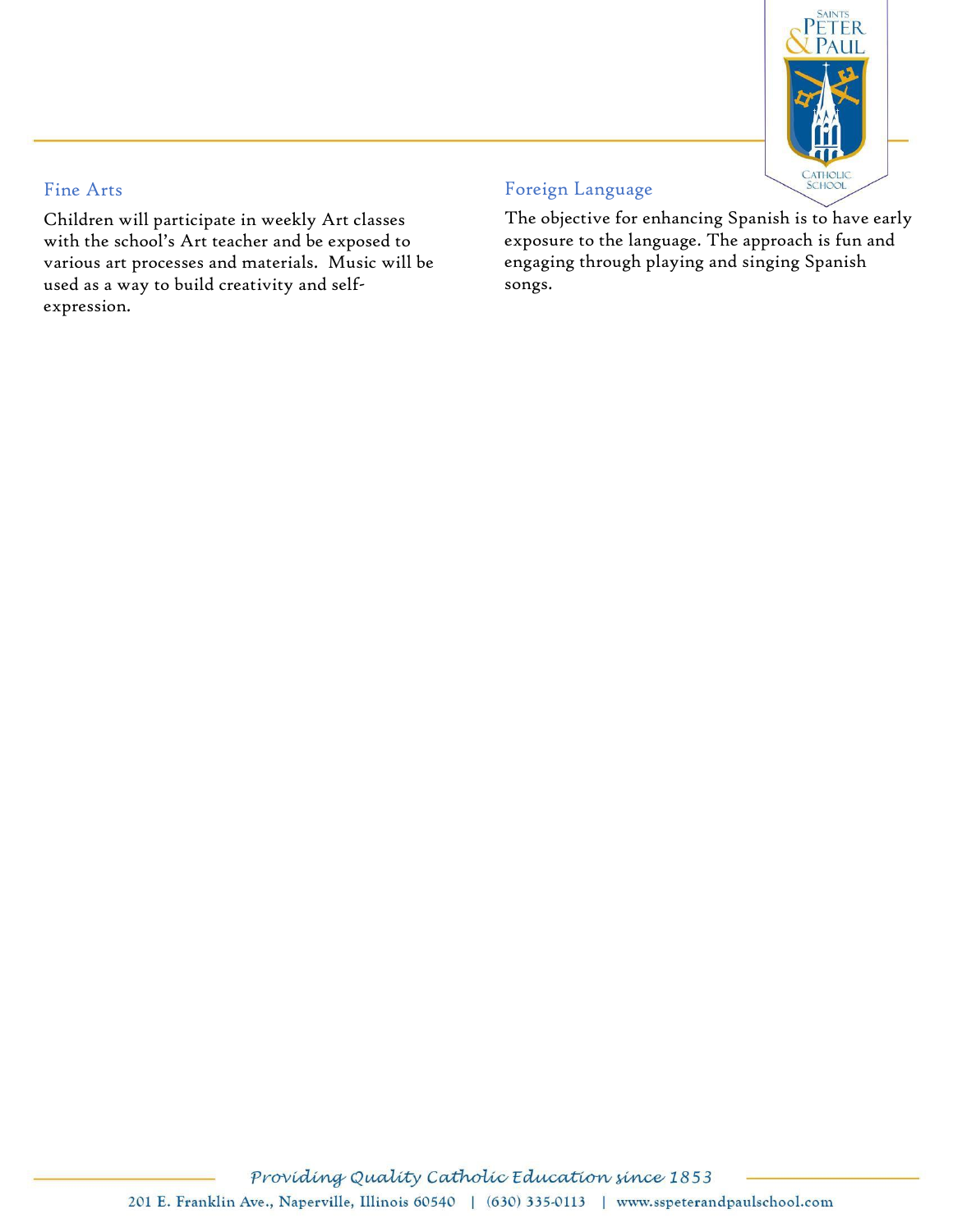## Fine Arts

Children will participate in weekly Art classes with the school's Art teacher and be exposed to various art processes and materials. Music will be used as a way to build creativity and self-expression.

## Foreign Language

The objective for enhancing Spanish is to have early exposure to the language. The approach is fun and engaging through playing and singing Spanish songs.